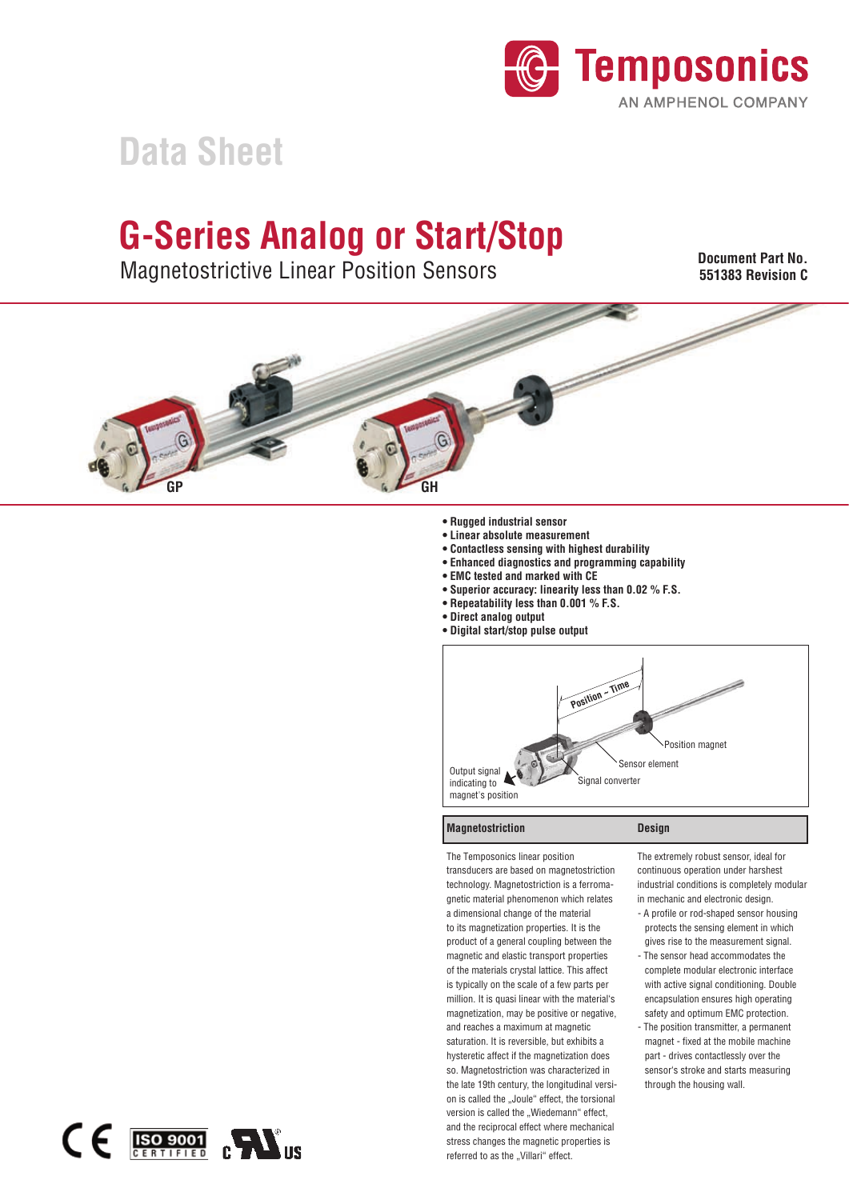Temposonics
AN AMPHENOL COMPANY

Data Sheet

# G-Series Analog or Start/Stop

Magnetostrictive Linear Position Sensors

**Document Part No.**
**551383 Revision C**

GP GH

- **Rugged industrial sensor**
- **Linear absolute measurement**
- **Contactless sensing with highest durability**
- **Enhanced diagnostics and programming capability**
- **EMC tested and marked with CE**
- **Superior accuracy: linearity less than 0.02 % F.S.**
- **Repeatability less than 0.001 % F.S.**
- **Direct analog output**
- **Digital start/stop pulse output**

Position – Time
Position magnet
Sensor element
Signal converter
Output signal indicating to magnet's position

## Magnetostriction

The Temposonics linear position transducers are based on magnetostriction technology. Magnetostriction is a ferromagnetic material phenomenon which relates a dimensional change of the material to its magnetization properties. It is the product of a general coupling between the magnetic and elastic transport properties of the materials crystal lattice. This affect is typically on the scale of a few parts per million. It is quasi linear with the material's magnetization, may be positive or negative, and reaches a maximum at magnetic saturation. It is reversible, but exhibits a hysteretic affect if the magnetization does so. Magnetostriction was characterized in the late 19th century, the longitudinal version is called the „Joule" effect, the torsional version is called the „Wiedemann" effect, and the reciprocal effect where mechanical stress changes the magnetic properties is referred to as the „Villari" effect.

## Design

The extremely robust sensor, ideal for continuous operation under harshest industrial conditions is completely modular in mechanic and electronic design.

- A profile or rod-shaped sensor housing protects the sensing element in which gives rise to the measurement signal.
- The sensor head accommodates the complete modular electronic interface with active signal conditioning. Double encapsulation ensures high operating safety and optimum EMC protection.
- The position transmitter, a permanent magnet - fixed at the mobile machine part - drives contactlessly over the sensor's stroke and starts measuring through the housing wall.

CE ISO 9001 CERTIFIED c UL US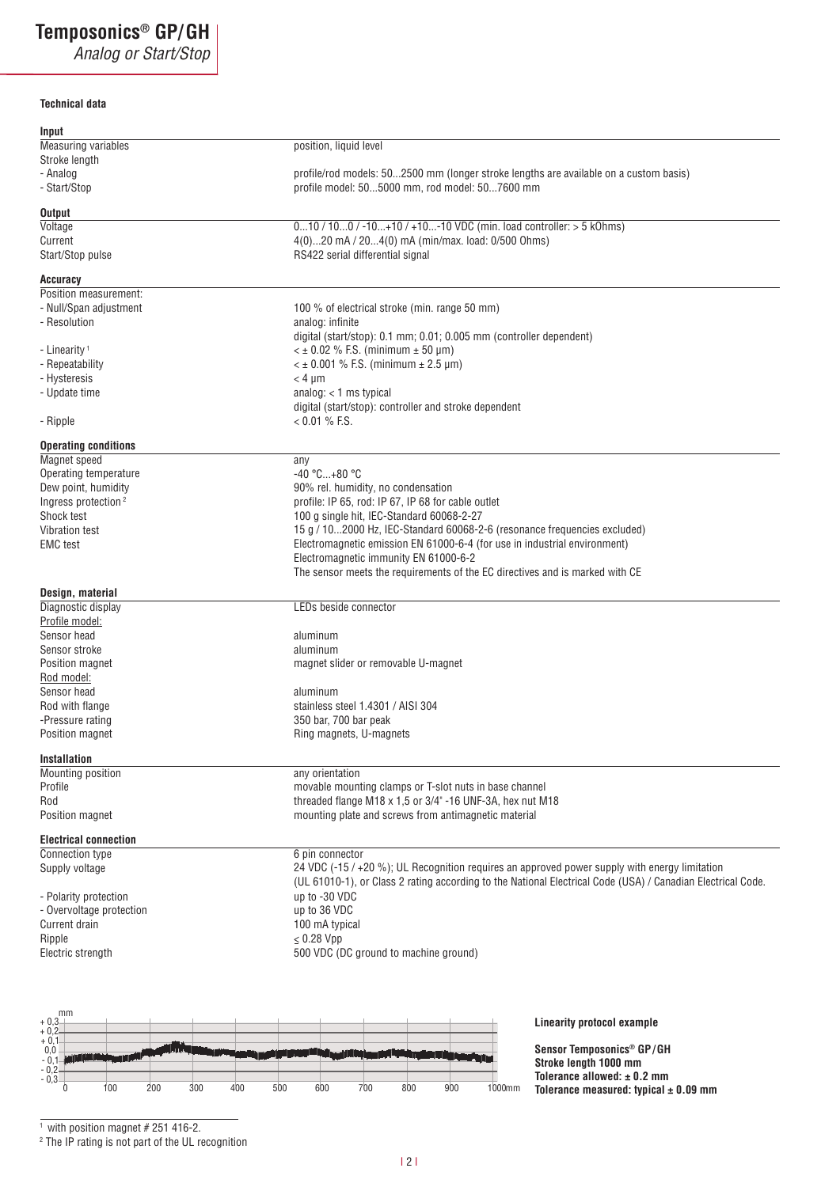# Temposonics® GP/GH

*Analog or Start/Stop*

**Technical data**

| **Input** | |
|---|---|
| Measuring variables | position, liquid level |
| Stroke length | |
| - Analog | profile/rod models: 50...2500 mm (longer stroke lengths are available on a custom basis) |
| - Start/Stop | profile model: 50...5000 mm, rod model: 50...7600 mm |

| **Output** | |
|---|---|
| Voltage | 0...10 / 10...0 / -10...+10 / +10...-10 VDC (min. load controller: > 5 kOhms) |
| Current | 4(0)...20 mA / 20...4(0) mA (min/max. load: 0/500 Ohms) |
| Start/Stop pulse | RS422 serial differential signal |

| **Accuracy** | |
|---|---|
| Position measurement: | |
| - Null/Span adjustment | 100 % of electrical stroke (min. range 50 mm) |
| - Resolution | analog: infinite<br>digital (start/stop): 0.1 mm; 0.01; 0.005 mm (controller dependent) |
| - Linearity [1] | < ± 0.02 % F.S. (minimum ± 50 µm) |
| - Repeatability | < ± 0.001 % F.S. (minimum ± 2.5 µm) |
| - Hysteresis | < 4 µm |
| - Update time | analog: < 1 ms typical<br>digital (start/stop): controller and stroke dependent |
| - Ripple | < 0.01 % F.S. |

| **Operating conditions** | |
|---|---|
| Magnet speed | any |
| Operating temperature | -40 °C...+80 °C |
| Dew point, humidity | 90% rel. humidity, no condensation |
| Ingress protection [2] | profile: IP 65, rod: IP 67, IP 68 for cable outlet |
| Shock test | 100 g single hit, IEC-Standard 60068-2-27 |
| Vibration test | 15 g / 10...2000 Hz, IEC-Standard 60068-2-6 (resonance frequencies excluded) |
| EMC test | Electromagnetic emission EN 61000-6-4 (for use in industrial environment)<br>Electromagnetic immunity EN 61000-6-2<br>The sensor meets the requirements of the EC directives and is marked with CE |

| **Design, material** | |
|---|---|
| Diagnostic display | LEDs beside connector |
| Profile model: | |
| Sensor head | aluminum |
| Sensor stroke | aluminum |
| Position magnet | magnet slider or removable U-magnet |
| Rod model: | |
| Sensor head | aluminum |
| Rod with flange | stainless steel 1.4301 / AISI 304 |
| -Pressure rating | 350 bar, 700 bar peak |
| Position magnet | Ring magnets, U-magnets |

| **Installation** | |
|---|---|
| Mounting position | any orientation |
| Profile | movable mounting clamps or T-slot nuts in base channel |
| Rod | threaded flange M18 x 1,5 or 3/4" -16 UNF-3A, hex nut M18 |
| Position magnet | mounting plate and screws from antimagnetic material |

| **Electrical connection** | |
|---|---|
| Connection type | 6 pin connector |
| Supply voltage | 24 VDC (-15 / +20 %); UL Recognition requires an approved power supply with energy limitation (UL 61010-1), or Class 2 rating according to the National Electrical Code (USA) / Canadian Electrical Code. |
| - Polarity protection | up to -30 VDC |
| - Overvoltage protection | up to 36 VDC |
| Current drain | 100 mA typical |
| Ripple | ≤ 0.28 Vpp |
| Electric strength | 500 VDC (DC ground to machine ground) |

**Linearity protocol example**

**Sensor Temposonics® GP/GH**
**Stroke length 1000 mm**
**Tolerance allowed: ± 0.2 mm**
**Tolerance measured: typical ± 0.09 mm**

[1] with position magnet # 251 416-2.

[2] The IP rating is not part of the UL recognition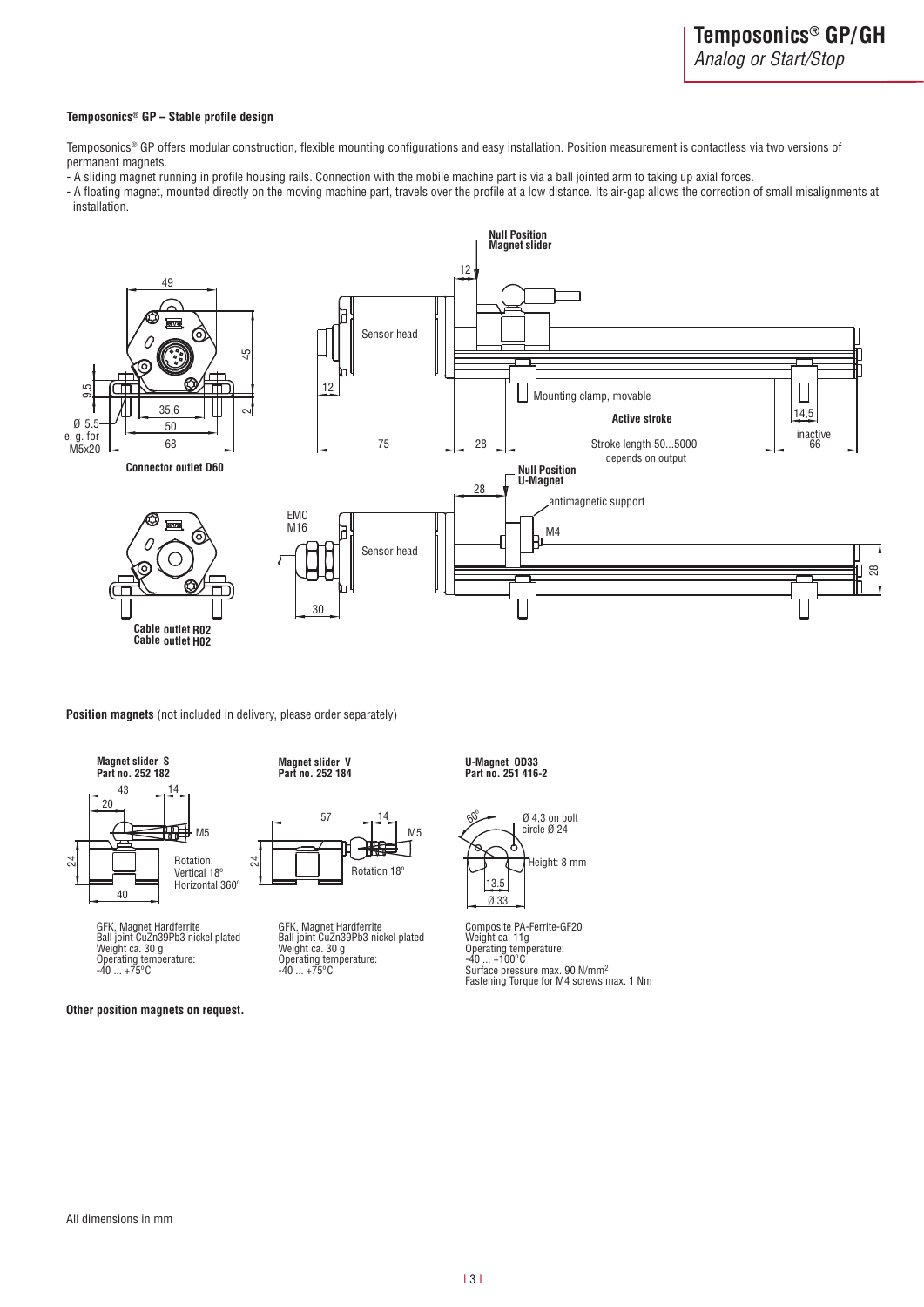### Temposonics® GP – Stable profile design

Temposonics® GP offers modular construction, flexible mounting configurations and easy installation. Position measurement is contactless via two versions of permanent magnets.

- A sliding magnet running in profile housing rails. Connection with the mobile machine part is via a ball jointed arm to taking up axial forces.
- A floating magnet, mounted directly on the moving machine part, travels over the profile at a low distance. Its air-gap allows the correction of small misalignments at installation.

49 · 45 · 9.5 · 2 · 35,6 · Ø 5.5 e. g. for M5x20 · 50 · 68

**Connector outlet D60**

**Null Position Magnet slider** · 12 · Sensor head · 12 · Mounting clamp, movable · **Active stroke** · 14,5 · 75 · 28 · Stroke length 50...5000 depends on output · inactive 66

**Null Position U-Magnet** · 28 · antimagnetic support · EMC M16 · Sensor head · M4 · 28 · 30

**Cable outlet R02**
**Cable outlet H02**

**Position magnets** (not included in delivery, please order separately)

**Magnet slider S**
**Part no. 252 182**

43 · 14 · 20 · M5 · 24 · 40
Rotation: Vertical 18° Horizontal 360°

GFK, Magnet Hardferrite
Ball joint CuZn39Pb3 nickel plated
Weight ca. 30 g
Operating temperature:
-40 ... +75°C

**Magnet slider V**
**Part no. 252 184**

57 · 14 · M5 · 24
Rotation 18°

GFK, Magnet Hardferrite
Ball joint CuZn39Pb3 nickel plated
Weight ca. 30 g
Operating temperature:
-40 ... +75°C

**U-Magnet OD33**
**Part no. 251 416-2**

60° · Ø 4,3 on bolt circle Ø 24 · Height: 8 mm · 13.5 · Ø 33

Composite PA-Ferrite-GF20
Weight ca. 11g
Operating temperature:
-40 ... +100°C
Surface pressure max. 90 N/mm²
Fastening Torque for M4 screws max. 1 Nm

**Other position magnets on request.**

All dimensions in mm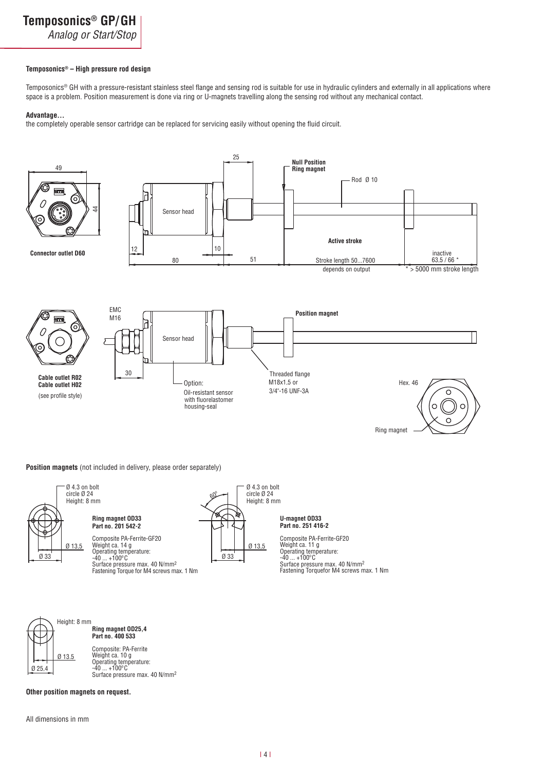**Temposonics® – High pressure rod design**

Temposonics® GH with a pressure-resistant stainless steel flange and sensing rod is suitable for use in hydraulic cylinders and externally in all applications where space is a problem. Position measurement is done via ring or U-magnets travelling along the sensing rod without any mechanical contact.

**Advantage…**

the completely operable sensor cartridge can be replaced for servicing easily without opening the fluid circuit.

49
44
**Connector outlet D60**

25
12
10
80
51
Sensor head
**Null Position Ring magnet**
Rod Ø 10
**Active stroke**
Stroke length 50...7600 depends on output
inactive 63,5 / 66 *
* > 5000 mm stroke length

**Cable outlet R02**
**Cable outlet H02**
(see profile style)

EMC M16
30
Sensor head
Option: Oil-resistant sensor with fluorelastomer housing-seal
**Position magnet**
Threaded flange M18x1,5 or 3/4"-16 UNF-3A
Hex. 46
Ring magnet

**Position magnets** (not included in delivery, please order separately)

Ø 4.3 on bolt circle Ø 24
Height: 8 mm
Ø 13,5
Ø 33

**Ring magnet OD33**
**Part no. 201 542-2**

Composite PA-Ferrite-GF20
Weight ca. 14 g
Operating temperature: -40 ... +100°C
Surface pressure max. 40 N/mm²
Fastening Torque for M4 screws max. 1 Nm

60°
Ø 4.3 on bolt circle Ø 24
Height: 8 mm
Ø 13,5
Ø 33

**U-magnet OD33**
**Part no. 251 416-2**

Composite PA-Ferrite-GF20
Weight ca. 11 g
Operating temperature: -40 ... +100°C
Surface pressure max. 40 N/mm²
Fastening Torquefor M4 screws max. 1 Nm

Height: 8 mm
Ø 13.5
Ø 25,4

**Ring magnet OD25,4**
**Part no. 400 533**

Composite: PA-Ferrite
Weight ca. 10 g
Operating temperature: -40 ... +100°C
Surface pressure max. 40 N/mm²

**Other position magnets on request.**

All dimensions in mm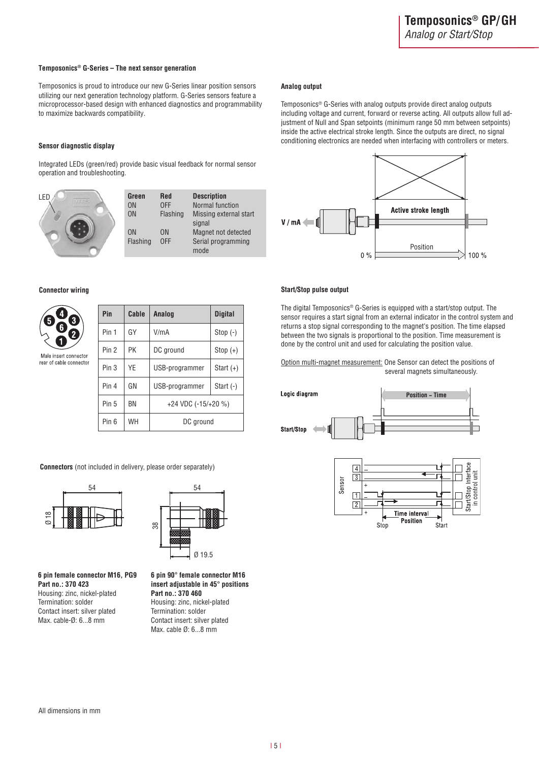### Temposonics® G-Series – The next sensor generation

Temposonics is proud to introduce our new G-Series linear position sensors utilizing our next generation technology platform. G-Series sensors feature a microprocessor-based design with enhanced diagnostics and programmability to maximize backwards compatibility.

### Sensor diagnostic display

Integrated LEDs (green/red) provide basic visual feedback for normal sensor operation and troubleshooting.

| Green | Red | Description |
|---|---|---|
| ON | OFF | Normal function |
| ON | Flashing | Missing external start signal |
| ON | ON | Magnet not detected |
| Flashing | OFF | Serial programming mode |

### Connector wiring

Male insert connector rear of cable connector

| Pin | Cable | Analog | Digital |
|---|---|---|---|
| Pin 1 | GY | V/mA | Stop (-) |
| Pin 2 | PK | DC ground | Stop (+) |
| Pin 3 | YE | USB-programmer | Start (+) |
| Pin 4 | GN | USB-programmer | Start (-) |
| Pin 5 | BN | +24 VDC (-15/+20 %) | |
| Pin 6 | WH | DC ground | |

### Connectors (not included in delivery, please order separately)

**6 pin female connector M16, PG9**
**Part no.: 370 423**
Housing: zinc, nickel-plated
Termination: solder
Contact insert: silver plated
Max. cable-Ø: 6...8 mm

**6 pin 90° female connector M16 insert adjustable in 45° positions**
**Part no.: 370 460**
Housing: zinc, nickel-plated
Termination: solder
Contact insert: silver plated
Max. cable Ø: 6...8 mm

All dimensions in mm

### Analog output

Temposonics® G-Series with analog outputs provide direct analog outputs including voltage and current, forward or reverse acting. All outputs allow full adjustment of Null and Span setpoints (minimum range 50 mm between setpoints) inside the active electrical stroke length. Since the outputs are direct, no signal conditioning electronics are needed when interfacing with controllers or meters.

### Start/Stop pulse output

The digital Temposonics® G-Series is equipped with a start/stop output. The sensor requires a start signal from an external indicator in the control system and returns a stop signal corresponding to the magnet's position. The time elapsed between the two signals is proportional to the position. Time measurement is done by the control unit and used for calculating the position value.

Option multi-magnet measurement: One Sensor can detect the positions of several magnets simultaneously.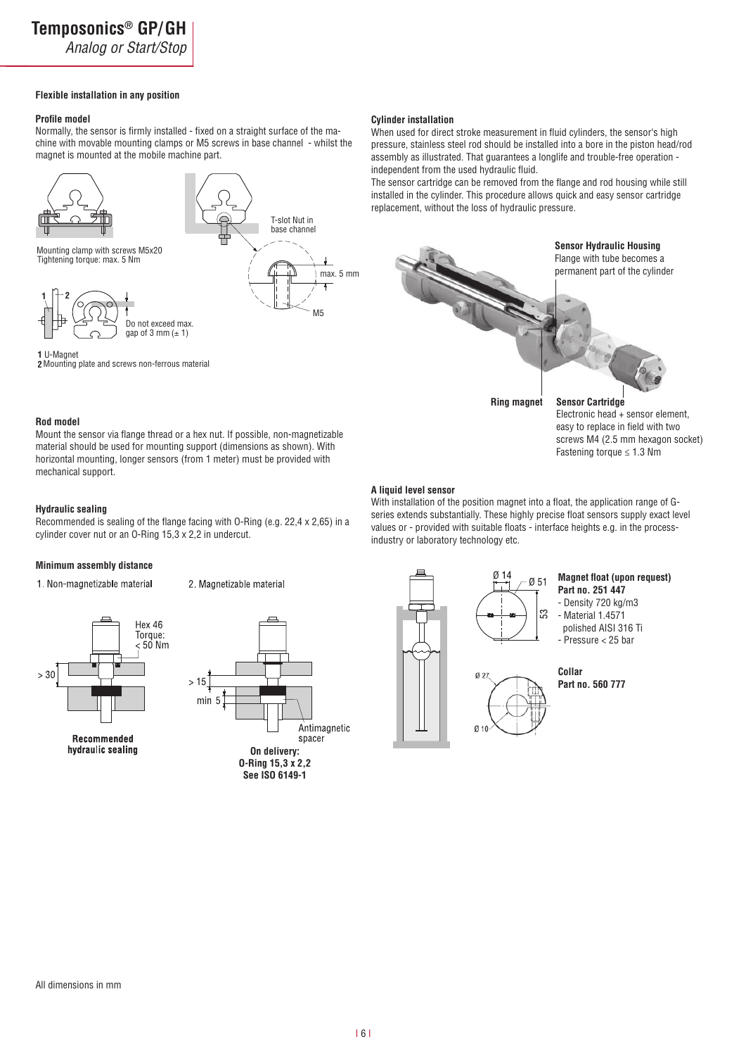## Flexible installation in any position

### Profile model

Normally, the sensor is firmly installed - fixed on a straight surface of the machine with movable mounting clamps or M5 screws in base channel - whilst the magnet is mounted at the mobile machine part.

Mounting clamp with screws M5x20
Tightening torque: max. 5 Nm

T-slot Nut in base channel

max. 5 mm

M5

Do not exceed max. gap of 3 mm (± 1)

**1** U-Magnet
**2** Mounting plate and screws non-ferrous material

### Rod model

Mount the sensor via flange thread or a hex nut. If possible, non-magnetizable material should be used for mounting support (dimensions as shown). With horizontal mounting, longer sensors (from 1 meter) must be provided with mechanical support.

### Hydraulic sealing

Recommended is sealing of the flange facing with O-Ring (e.g. 22,4 x 2,65) in a cylinder cover nut or an O-Ring 15,3 x 2,2 in undercut.

### Minimum assembly distance

1. Non-magnetizable material

Hex 46
Torque: < 50 Nm

> 30

**Recommended hydraulic sealing**

2. Magnetizable material

> 15

min 5

Antimagnetic spacer

**On delivery: O-Ring 15,3 x 2,2 See ISO 6149-1**

### Cylinder installation

When used for direct stroke measurement in fluid cylinders, the sensor's high pressure, stainless steel rod should be installed into a bore in the piston head/rod assembly as illustrated. That guarantees a longlife and trouble-free operation - independent from the used hydraulic fluid.

The sensor cartridge can be removed from the flange and rod housing while still installed in the cylinder. This procedure allows quick and easy sensor cartridge replacement, without the loss of hydraulic pressure.

**Sensor Hydraulic Housing**
Flange with tube becomes a permanent part of the cylinder

**Ring magnet**

**Sensor Cartridge**
Electronic head + sensor element, easy to replace in field with two screws M4 (2.5 mm hexagon socket)
Fastening torque ≤ 1.3 Nm

### A liquid level sensor

With installation of the position magnet into a float, the application range of G-series extends substantially. These highly precise float sensors supply exact level values or - provided with suitable floats - interface heights e.g. in the process-industry or laboratory technology etc.

Ø 14 Ø 51 53

**Magnet float (upon request)**
**Part no. 251 447**
- Density 720 kg/m3
- Material 1.4571 polished AISI 316 Ti
- Pressure < 25 bar

Ø 27 Ø 10

**Collar**
**Part no. 560 777**

All dimensions in mm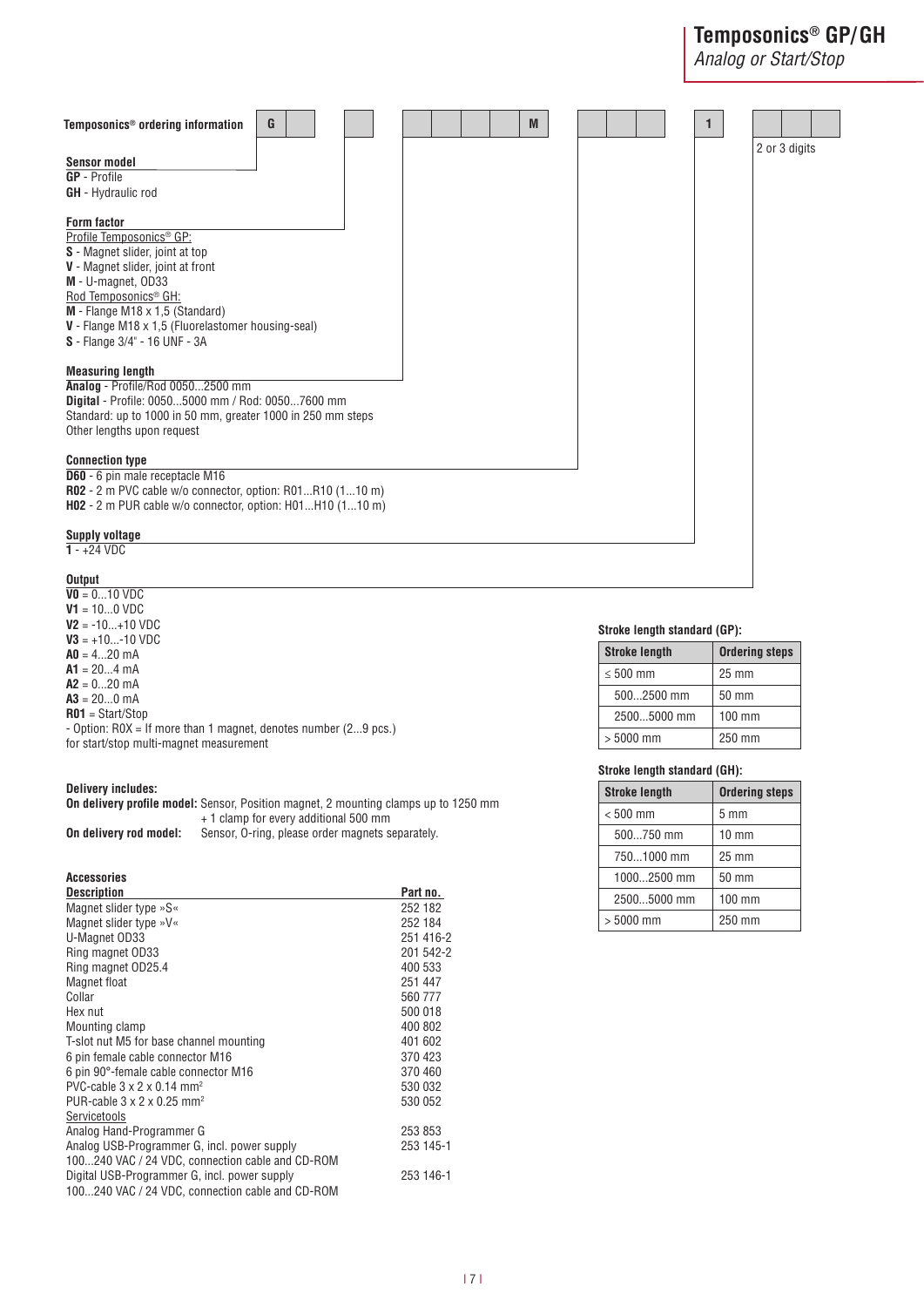## Temposonics® ordering information

| G | | | | | | | M | | | | 1 | | | |
|---|---|---|---|---|---|---|---|---|---|---|---|---|---|---|

2 or 3 digits

**Sensor model**
**GP** - Profile
**GH** - Hydraulic rod

**Form factor**
Profile Temposonics® GP:
**S** - Magnet slider, joint at top
**V** - Magnet slider, joint at front
**M** - U-magnet, OD33
Rod Temposonics® GH:
**M** - Flange M18 x 1,5 (Standard)
**V** - Flange M18 x 1,5 (Fluorelastomer housing-seal)
**S** - Flange 3/4" - 16 UNF - 3A

**Measuring length**
**Analog** - Profile/Rod 0050...2500 mm
**Digital** - Profile: 0050...5000 mm / Rod: 0050...7600 mm
Standard: up to 1000 in 50 mm, greater 1000 in 250 mm steps
Other lengths upon request

**Connection type**
**D60** - 6 pin male receptacle M16
**R02** - 2 m PVC cable w/o connector, option: R01...R10 (1...10 m)
**H02** - 2 m PUR cable w/o connector, option: H01...H10 (1...10 m)

**Supply voltage**
**1** - +24 VDC

**Output**
**V0** = 0...10 VDC
**V1** = 10...0 VDC
**V2** = -10...+10 VDC
**V3** = +10...-10 VDC
**A0** = 4...20 mA
**A1** = 20...4 mA
**A2** = 0...20 mA
**A3** = 20...0 mA
**R01** = Start/Stop
- Option: R0X = If more than 1 magnet, denotes number (2...9 pcs.)
for start/stop multi-magnet measurement

**Stroke length standard (GP):**

| Stroke length | Ordering steps |
|---|---|
| ≤ 500 mm | 25 mm |
| 500...2500 mm | 50 mm |
| 2500...5000 mm | 100 mm |
| > 5000 mm | 250 mm |

**Stroke length standard (GH):**

| Stroke length | Ordering steps |
|---|---|
| < 500 mm | 5 mm |
| 500...750 mm | 10 mm |
| 750...1000 mm | 25 mm |
| 1000...2500 mm | 50 mm |
| 2500...5000 mm | 100 mm |
| > 5000 mm | 250 mm |

**Delivery includes:**
**On delivery profile model:** Sensor, Position magnet, 2 mounting clamps up to 1250 mm + 1 clamp for every additional 500 mm
**On delivery rod model:** Sensor, O-ring, please order magnets separately.

**Accessories**

| Description | Part no. |
|---|---|
| Magnet slider type »S« | 252 182 |
| Magnet slider type »V« | 252 184 |
| U-Magnet OD33 | 251 416-2 |
| Ring magnet OD33 | 201 542-2 |
| Ring magnet OD25.4 | 400 533 |
| Magnet float | 251 447 |
| Collar | 560 777 |
| Hex nut | 500 018 |
| Mounting clamp | 400 802 |
| T-slot nut M5 for base channel mounting | 401 602 |
| 6 pin female cable connector M16 | 370 423 |
| 6 pin 90°-female cable connector M16 | 370 460 |
| PVC-cable 3 x 2 x 0.14 mm² | 530 032 |
| PUR-cable 3 x 2 x 0.25 mm² | 530 052 |
| Servicetools | |
| Analog Hand-Programmer G | 253 853 |
| Analog USB-Programmer G, incl. power supply 100...240 VAC / 24 VDC, connection cable and CD-ROM | 253 145-1 |
| Digital USB-Programmer G, incl. power supply 100...240 VAC / 24 VDC, connection cable and CD-ROM | 253 146-1 |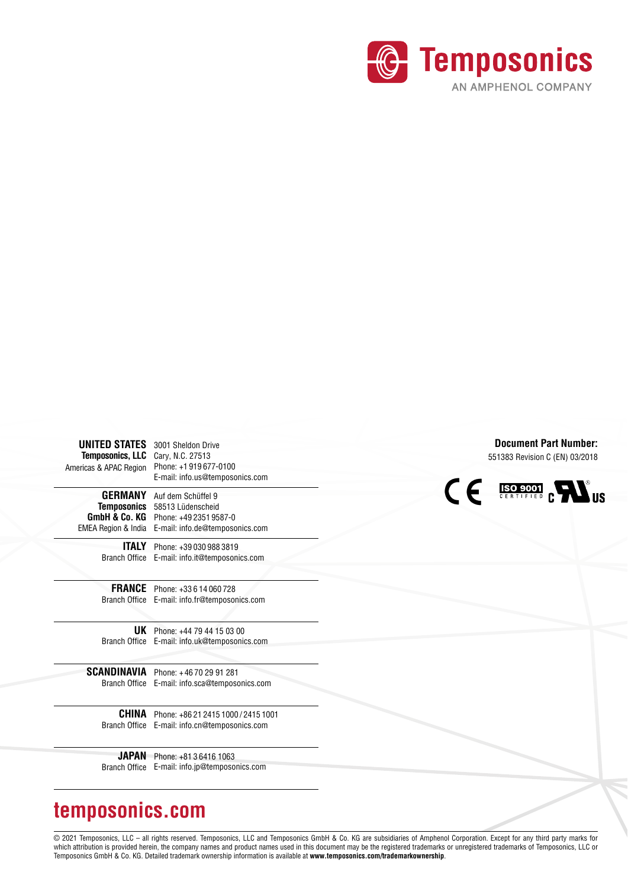Temposonics
AN AMPHENOL COMPANY

**UNITED STATES**
**Temposonics, LLC**
Americas & APAC Region
3001 Sheldon Drive
Cary, N.C. 27513
Phone: +1 919 677-0100
E-mail: info.us@temposonics.com

**GERMANY**
**Temposonics GmbH & Co. KG**
EMEA Region & India
Auf dem Schüffel 9
58513 Lüdenscheid
Phone: +49 2351 9587-0
E-mail: info.de@temposonics.com

**ITALY**
Branch Office
Phone: +39 030 988 3819
E-mail: info.it@temposonics.com

**FRANCE**
Branch Office
Phone: +33 6 14 060 728
E-mail: info.fr@temposonics.com

**UK**
Branch Office
Phone: +44 79 44 15 03 00
E-mail: info.uk@temposonics.com

**SCANDINAVIA**
Branch Office
Phone: + 46 70 29 91 281
E-mail: info.sca@temposonics.com

**CHINA**
Branch Office
Phone: +86 21 2415 1000 / 2415 1001
E-mail: info.cn@temposonics.com

**JAPAN**
Branch Office
Phone: +81 3 6416 1063
E-mail: info.jp@temposonics.com

**Document Part Number:**
551383 Revision C (EN) 03/2018

## temposonics.com

© 2021 Temposonics, LLC – all rights reserved. Temposonics, LLC and Temposonics GmbH & Co. KG are subsidiaries of Amphenol Corporation. Except for any third party marks for which attribution is provided herein, the company names and product names used in this document may be the registered trademarks or unregistered trademarks of Temposonics, LLC or Temposonics GmbH & Co. KG. Detailed trademark ownership information is available at **www.temposonics.com/trademarkownership**.